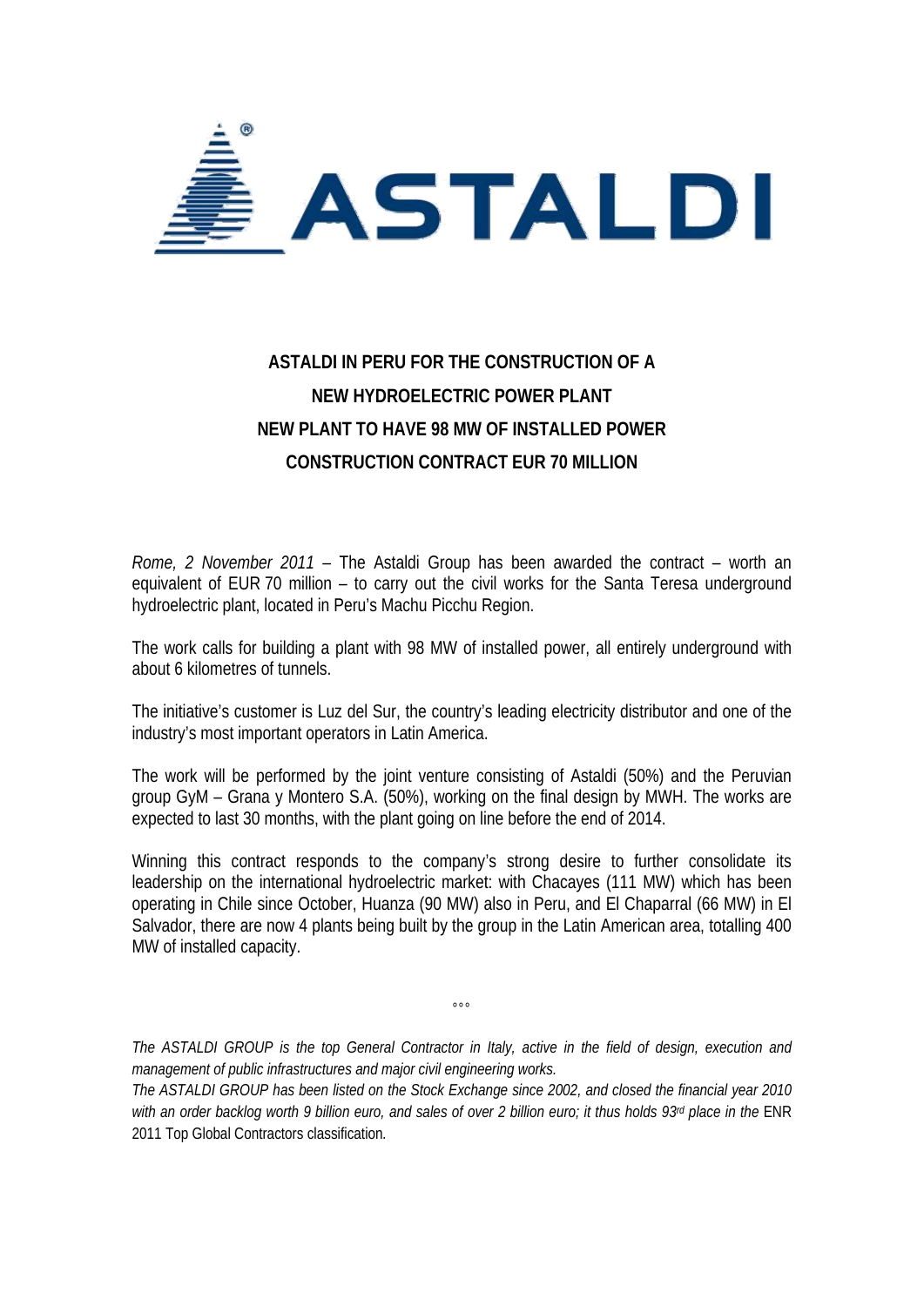**ASTALDI**

# ASTALDI IN PERU FOR THE CONSTRUCTION OF A NEW HYDROELECTRIC POWER PLANT

## NEW PLANT TO HAVE 98 MW OF INSTALLED POWER

## CONSTRUCTION CONTRACT EUR 70 MILLION

*Rome, 2 November 2011* – The Astaldi Group has been awarded the contract – worth an equivalent of EUR 70 million – to carry out the civil works for the Santa Teresa underground hydroelectric plant, located in Peru's Machu Picchu Region.

The work calls for building a plant with 98 MW of installed power, all entirely underground with about 6 kilometres of tunnels.

The initiative's customer is Luz del Sur, the country's leading electricity distributor and one of the industry's most important operators in Latin America.

The work will be performed by the joint venture consisting of Astaldi (50%) and the Peruvian group GyM – Grana y Montero S.A. (50%), working on the final design by MWH. The works are expected to last 30 months, with the plant going on line before the end of 2014.

Winning this contract responds to the company's strong desire to further consolidate its leadership on the international hydroelectric market: with Chacayes (111 MW) which has been operating in Chile since October, Huanza (90 MW) also in Peru, and El Chaparral (66 MW) in El Salvador, there are now 4 plants being built by the group in the Latin American area, totalling 400 MW of installed capacity.

°°°

*The ASTALDI GROUP is the top General Contractor in Italy, active in the field of design, execution and management of public infrastructures and major civil engineering works.*

*The ASTALDI GROUP has been listed on the Stock Exchange since 2002, and closed the financial year 2010 with an order backlog worth 9 billion euro, and sales of over 2 billion euro; it thus holds 93rd place in the* ENR 2011 Top Global Contractors classification*.*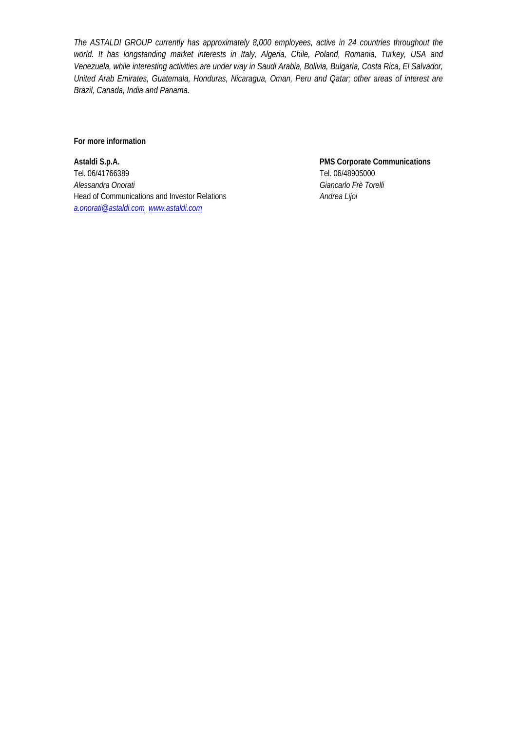*The ASTALDI GROUP currently has approximately 8,000 employees, active in 24 countries throughout the world. It has longstanding market interests in Italy, Algeria, Chile, Poland, Romania, Turkey, USA and Venezuela, while interesting activities are under way in Saudi Arabia, Bolivia, Bulgaria, Costa Rica, El Salvador, United Arab Emirates, Guatemala, Honduras, Nicaragua, Oman, Peru and Qatar; other areas of interest are Brazil, Canada, India and Panama.*

**For more information**

**Astaldi S.p.A.**
Tel. 06/41766389
*Alessandra Onorati*
Head of Communications and Investor Relations
*a.onorati@astaldi.com* *www.astaldi.com*

**PMS Corporate Communications**
Tel. 06/48905000
*Giancarlo Frè Torelli*
*Andrea Lijoi*